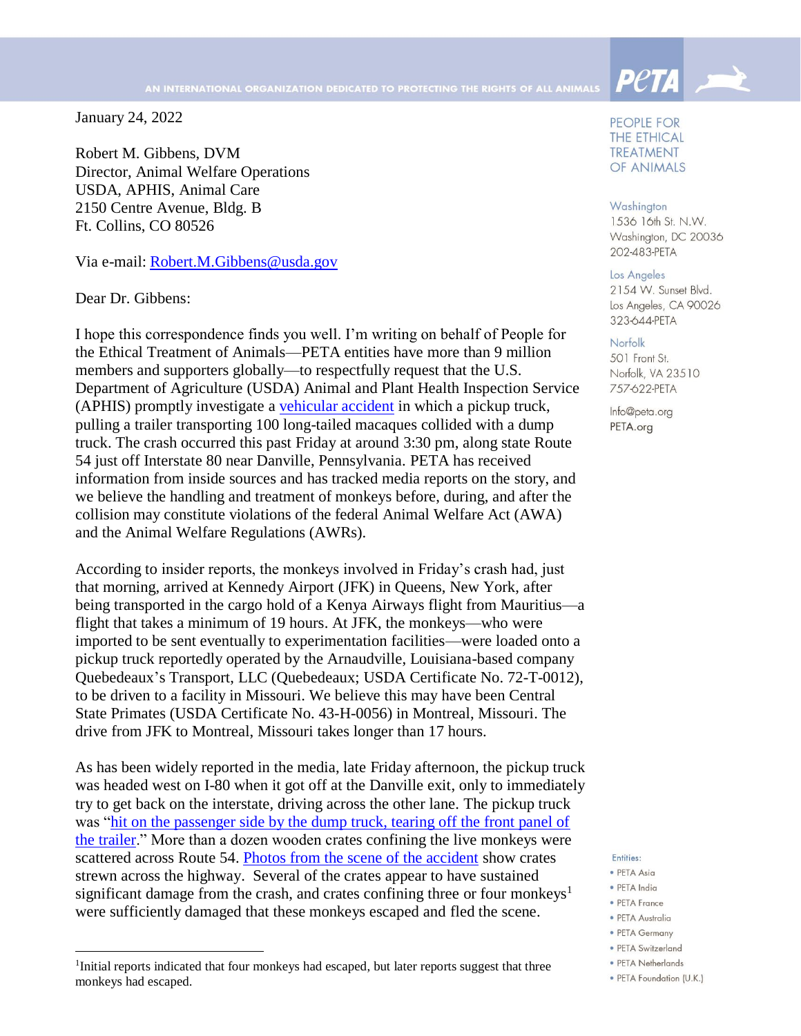AN INTERNATIONAL ORGANIZATION DEDICATED TO PROTECTING THE RIGHTS OF ALL ANIMALS

PETA

PEOPLE FOR THE ETHICAL TREATMENT OF ANIMALS

Washington
1536 16th St. N.W.
Washington, DC 20036
202-483-PETA

Los Angeles
2154 W. Sunset Blvd.
Los Angeles, CA 90026
323-644-PETA

Norfolk
501 Front St.
Norfolk, VA 23510
757-622-PETA

Info@peta.org
PETA.org

Entities:
- PETA Asia
- PETA India
- PETA France
- PETA Australia
- PETA Germany
- PETA Switzerland
- PETA Netherlands
- PETA Foundation (U.K.)

January 24, 2022

Robert M. Gibbens, DVM
Director, Animal Welfare Operations
USDA, APHIS, Animal Care
2150 Centre Avenue, Bldg. B
Ft. Collins, CO 80526

Via e-mail: Robert.M.Gibbens@usda.gov

Dear Dr. Gibbens:

I hope this correspondence finds you well. I'm writing on behalf of People for the Ethical Treatment of Animals—PETA entities have more than 9 million members and supporters globally—to respectfully request that the U.S. Department of Agriculture (USDA) Animal and Plant Health Inspection Service (APHIS) promptly investigate a vehicular accident in which a pickup truck, pulling a trailer transporting 100 long-tailed macaques collided with a dump truck. The crash occurred this past Friday at around 3:30 pm, along state Route 54 just off Interstate 80 near Danville, Pennsylvania. PETA has received information from inside sources and has tracked media reports on the story, and we believe the handling and treatment of monkeys before, during, and after the collision may constitute violations of the federal Animal Welfare Act (AWA) and the Animal Welfare Regulations (AWRs).

According to insider reports, the monkeys involved in Friday's crash had, just that morning, arrived at Kennedy Airport (JFK) in Queens, New York, after being transported in the cargo hold of a Kenya Airways flight from Mauritius—a flight that takes a minimum of 19 hours. At JFK, the monkeys—who were imported to be sent eventually to experimentation facilities—were loaded onto a pickup truck reportedly operated by the Arnaudville, Louisiana-based company Quebedeaux's Transport, LLC (Quebedeaux; USDA Certificate No. 72-T-0012), to be driven to a facility in Missouri. We believe this may have been Central State Primates (USDA Certificate No. 43-H-0056) in Montreal, Missouri. The drive from JFK to Montreal, Missouri takes longer than 17 hours.

As has been widely reported in the media, late Friday afternoon, the pickup truck was headed west on I-80 when it got off at the Danville exit, only to immediately try to get back on the interstate, driving across the other lane. The pickup truck was "hit on the passenger side by the dump truck, tearing off the front panel of the trailer." More than a dozen wooden crates confining the live monkeys were scattered across Route 54. Photos from the scene of the accident show crates strewn across the highway. Several of the crates appear to have sustained significant damage from the crash, and crates confining three or four monkeys[1] were sufficiently damaged that these monkeys escaped and fled the scene.

[1]Initial reports indicated that four monkeys had escaped, but later reports suggest that three monkeys had escaped.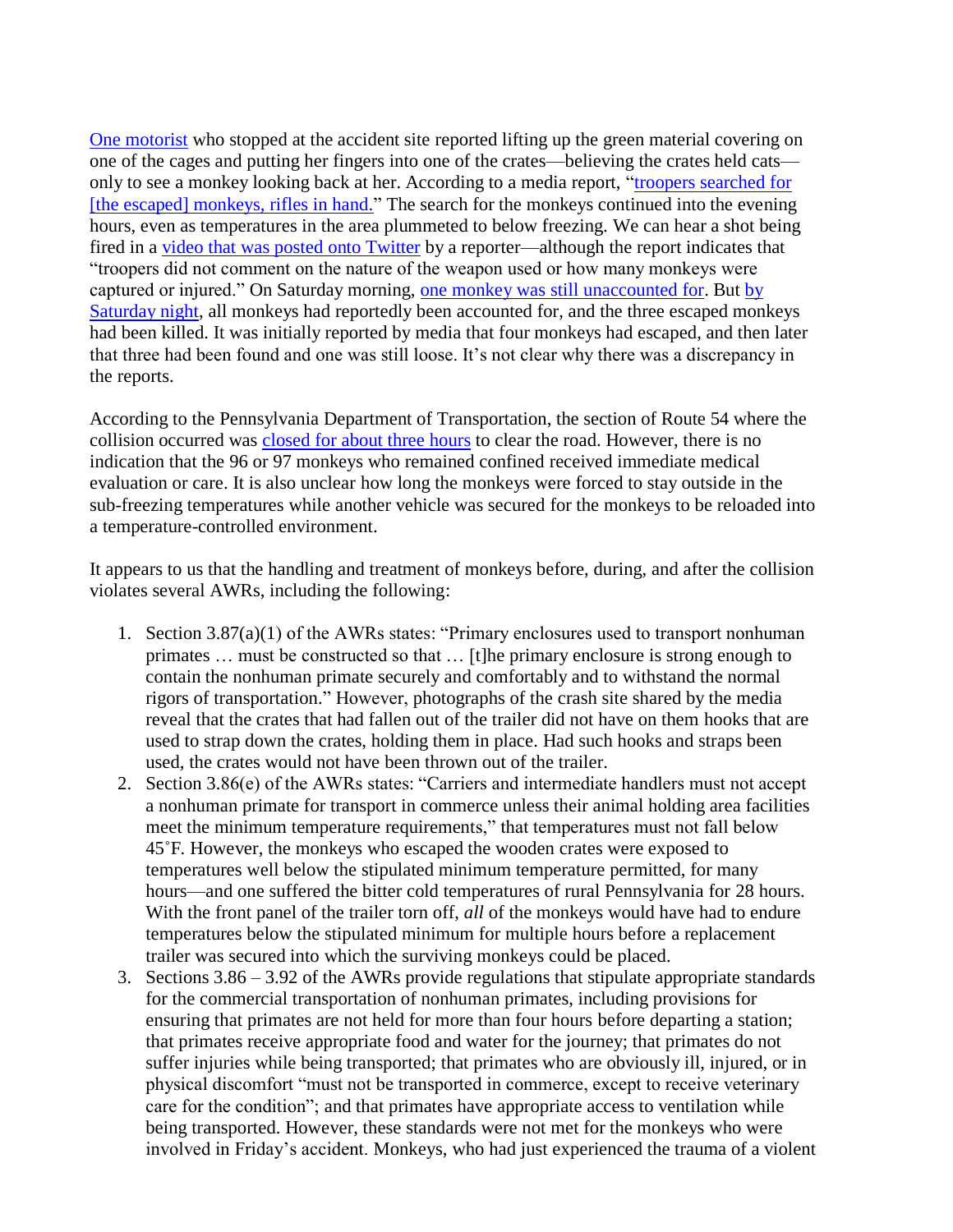One motorist who stopped at the accident site reported lifting up the green material covering on one of the cages and putting her fingers into one of the crates—believing the crates held cats—only to see a monkey looking back at her. According to a media report, "troopers searched for [the escaped] monkeys, rifles in hand." The search for the monkeys continued into the evening hours, even as temperatures in the area plummeted to below freezing. We can hear a shot being fired in a video that was posted onto Twitter by a reporter—although the report indicates that "troopers did not comment on the nature of the weapon used or how many monkeys were captured or injured." On Saturday morning, one monkey was still unaccounted for. But by Saturday night, all monkeys had reportedly been accounted for, and the three escaped monkeys had been killed. It was initially reported by media that four monkeys had escaped, and then later that three had been found and one was still loose. It's not clear why there was a discrepancy in the reports.

According to the Pennsylvania Department of Transportation, the section of Route 54 where the collision occurred was closed for about three hours to clear the road. However, there is no indication that the 96 or 97 monkeys who remained confined received immediate medical evaluation or care. It is also unclear how long the monkeys were forced to stay outside in the sub-freezing temperatures while another vehicle was secured for the monkeys to be reloaded into a temperature-controlled environment.

It appears to us that the handling and treatment of monkeys before, during, and after the collision violates several AWRs, including the following:

1. Section 3.87(a)(1) of the AWRs states: "Primary enclosures used to transport nonhuman primates … must be constructed so that … [t]he primary enclosure is strong enough to contain the nonhuman primate securely and comfortably and to withstand the normal rigors of transportation." However, photographs of the crash site shared by the media reveal that the crates that had fallen out of the trailer did not have on them hooks that are used to strap down the crates, holding them in place. Had such hooks and straps been used, the crates would not have been thrown out of the trailer.
2. Section 3.86(e) of the AWRs states: "Carriers and intermediate handlers must not accept a nonhuman primate for transport in commerce unless their animal holding area facilities meet the minimum temperature requirements," that temperatures must not fall below 45˚F. However, the monkeys who escaped the wooden crates were exposed to temperatures well below the stipulated minimum temperature permitted, for many hours—and one suffered the bitter cold temperatures of rural Pennsylvania for 28 hours. With the front panel of the trailer torn off, *all* of the monkeys would have had to endure temperatures below the stipulated minimum for multiple hours before a replacement trailer was secured into which the surviving monkeys could be placed.
3. Sections 3.86 – 3.92 of the AWRs provide regulations that stipulate appropriate standards for the commercial transportation of nonhuman primates, including provisions for ensuring that primates are not held for more than four hours before departing a station; that primates receive appropriate food and water for the journey; that primates do not suffer injuries while being transported; that primates who are obviously ill, injured, or in physical discomfort "must not be transported in commerce, except to receive veterinary care for the condition"; and that primates have appropriate access to ventilation while being transported. However, these standards were not met for the monkeys who were involved in Friday's accident. Monkeys, who had just experienced the trauma of a violent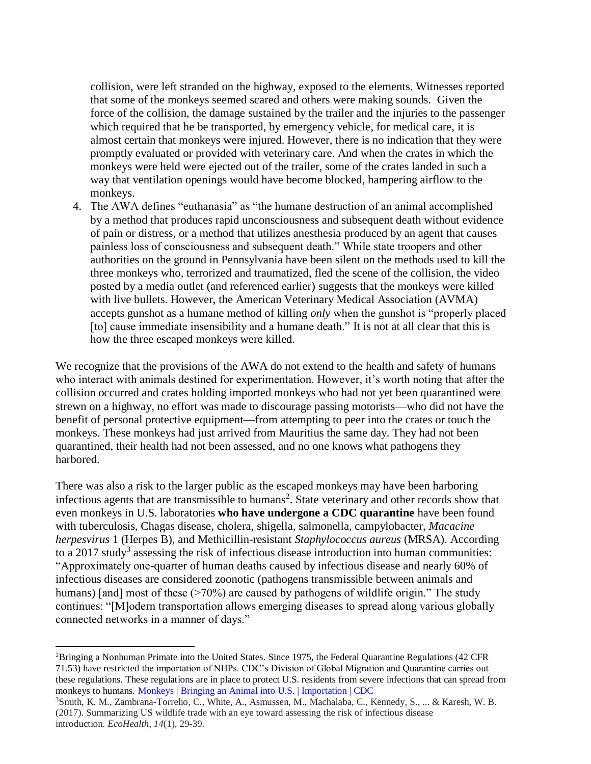collision, were left stranded on the highway, exposed to the elements. Witnesses reported that some of the monkeys seemed scared and others were making sounds. Given the force of the collision, the damage sustained by the trailer and the injuries to the passenger which required that he be transported, by emergency vehicle, for medical care, it is almost certain that monkeys were injured. However, there is no indication that they were promptly evaluated or provided with veterinary care. And when the crates in which the monkeys were held were ejected out of the trailer, some of the crates landed in such a way that ventilation openings would have become blocked, hampering airflow to the monkeys.

4. The AWA defines "euthanasia" as "the humane destruction of an animal accomplished by a method that produces rapid unconsciousness and subsequent death without evidence of pain or distress, or a method that utilizes anesthesia produced by an agent that causes painless loss of consciousness and subsequent death." While state troopers and other authorities on the ground in Pennsylvania have been silent on the methods used to kill the three monkeys who, terrorized and traumatized, fled the scene of the collision, the video posted by a media outlet (and referenced earlier) suggests that the monkeys were killed with live bullets. However, the American Veterinary Medical Association (AVMA) accepts gunshot as a humane method of killing *only* when the gunshot is "properly placed [to] cause immediate insensibility and a humane death." It is not at all clear that this is how the three escaped monkeys were killed.

We recognize that the provisions of the AWA do not extend to the health and safety of humans who interact with animals destined for experimentation. However, it's worth noting that after the collision occurred and crates holding imported monkeys who had not yet been quarantined were strewn on a highway, no effort was made to discourage passing motorists—who did not have the benefit of personal protective equipment—from attempting to peer into the crates or touch the monkeys. These monkeys had just arrived from Mauritius the same day. They had not been quarantined, their health had not been assessed, and no one knows what pathogens they harbored.

There was also a risk to the larger public as the escaped monkeys may have been harboring infectious agents that are transmissible to humans[2]. State veterinary and other records show that even monkeys in U.S. laboratories **who have undergone a CDC quarantine** have been found with tuberculosis, Chagas disease, cholera, shigella, salmonella, campylobacter, *Macacine herpesvirus* 1 (Herpes B), and Methicillin-resistant *Staphylococcus aureus* (MRSA). According to a 2017 study[3] assessing the risk of infectious disease introduction into human communities: "Approximately one-quarter of human deaths caused by infectious disease and nearly 60% of infectious diseases are considered zoonotic (pathogens transmissible between animals and humans) [and] most of these (>70%) are caused by pathogens of wildlife origin." The study continues: "[M]odern transportation allows emerging diseases to spread along various globally connected networks in a manner of days."

---

[2]Bringing a Nonhuman Primate into the United States. Since 1975, the Federal Quarantine Regulations (42 CFR 71.53) have restricted the importation of NHPs. CDC's Division of Global Migration and Quarantine carries out these regulations. These regulations are in place to protect U.S. residents from severe infections that can spread from monkeys to humans. Monkeys | Bringing an Animal into U.S. | Importation | CDC

[3]Smith, K. M., Zambrana-Torrelio, C., White, A., Asmussen, M., Machalaba, C., Kennedy, S., ... & Karesh, W. B. (2017). Summarizing US wildlife trade with an eye toward assessing the risk of infectious disease introduction. *EcoHealth*, *14*(1), 29-39.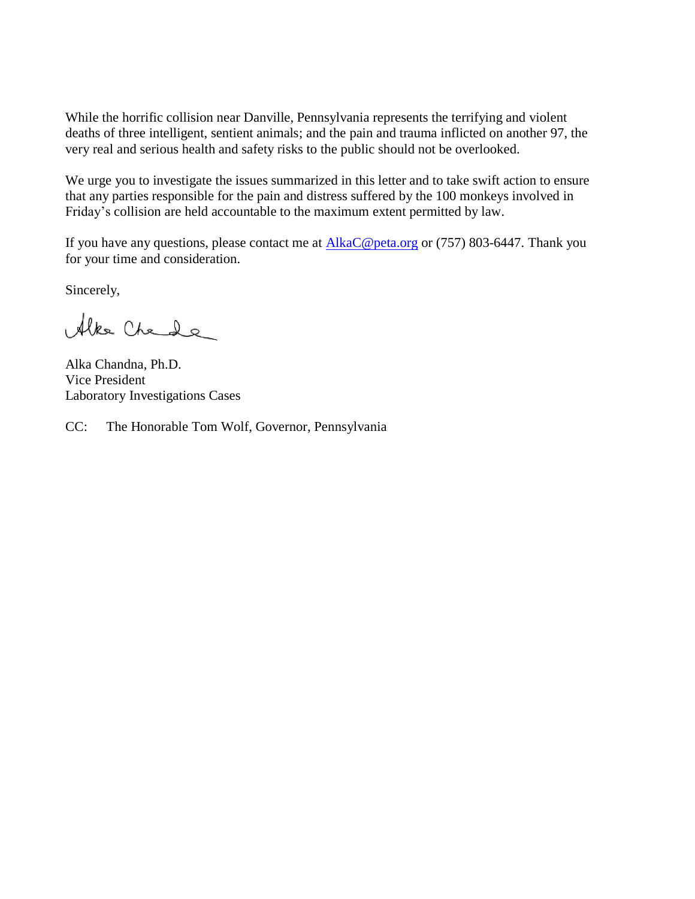While the horrific collision near Danville, Pennsylvania represents the terrifying and violent deaths of three intelligent, sentient animals; and the pain and trauma inflicted on another 97, the very real and serious health and safety risks to the public should not be overlooked.

We urge you to investigate the issues summarized in this letter and to take swift action to ensure that any parties responsible for the pain and distress suffered by the 100 monkeys involved in Friday's collision are held accountable to the maximum extent permitted by law.

If you have any questions, please contact me at [AlkaC@peta.org](mailto:AlkaC@peta.org) or (757) 803-6447. Thank you for your time and consideration.

Sincerely,

Alka Chandna, Ph.D.  
Vice President  
Laboratory Investigations Cases

CC: The Honorable Tom Wolf, Governor, Pennsylvania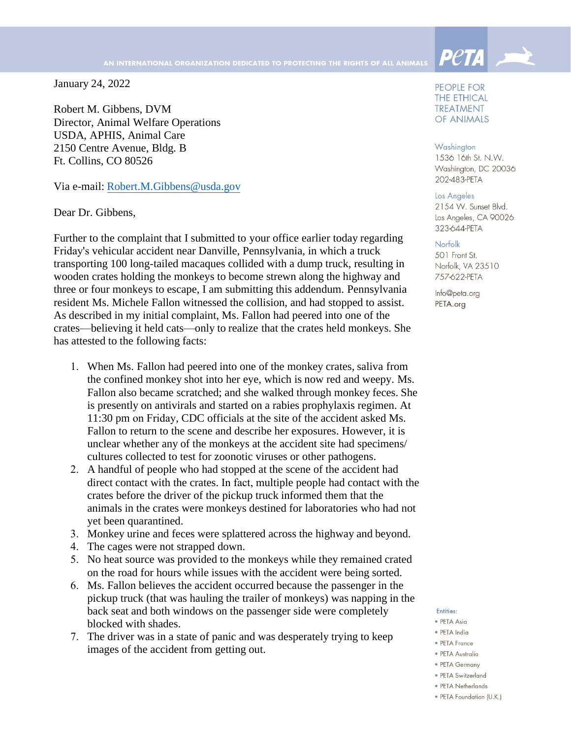AN INTERNATIONAL ORGANIZATION DEDICATED TO PROTECTING THE RIGHTS OF ALL ANIMALS

PeTA

PEOPLE FOR THE ETHICAL TREATMENT OF ANIMALS

Washington
1536 16th St. N.W.
Washington, DC 20036
202-483-PETA

Los Angeles
2154 W. Sunset Blvd.
Los Angeles, CA 90026
323-644-PETA

Norfolk
501 Front St.
Norfolk, VA 23510
757-622-PETA

Info@peta.org
PETA.org

Entities:

- PETA Asia
- PETA India
- PETA France
- PETA Australia
- PETA Germany
- PETA Switzerland
- PETA Netherlands
- PETA Foundation (U.K.)

January 24, 2022

Robert M. Gibbens, DVM
Director, Animal Welfare Operations
USDA, APHIS, Animal Care
2150 Centre Avenue, Bldg. B
Ft. Collins, CO 80526

Via e-mail: Robert.M.Gibbens@usda.gov

Dear Dr. Gibbens,

Further to the complaint that I submitted to your office earlier today regarding Friday's vehicular accident near Danville, Pennsylvania, in which a truck transporting 100 long-tailed macaques collided with a dump truck, resulting in wooden crates holding the monkeys to become strewn along the highway and three or four monkeys to escape, I am submitting this addendum. Pennsylvania resident Ms. Michele Fallon witnessed the collision, and had stopped to assist. As described in my initial complaint, Ms. Fallon had peered into one of the crates—believing it held cats—only to realize that the crates held monkeys. She has attested to the following facts:

1. When Ms. Fallon had peered into one of the monkey crates, saliva from the confined monkey shot into her eye, which is now red and weepy. Ms. Fallon also became scratched; and she walked through monkey feces. She is presently on antivirals and started on a rabies prophylaxis regimen. At 11:30 pm on Friday, CDC officials at the site of the accident asked Ms. Fallon to return to the scene and describe her exposures. However, it is unclear whether any of the monkeys at the accident site had specimens/cultures collected to test for zoonotic viruses or other pathogens.
2. A handful of people who had stopped at the scene of the accident had direct contact with the crates. In fact, multiple people had contact with the crates before the driver of the pickup truck informed them that the animals in the crates were monkeys destined for laboratories who had not yet been quarantined.
3. Monkey urine and feces were splattered across the highway and beyond.
4. The cages were not strapped down.
5. No heat source was provided to the monkeys while they remained crated on the road for hours while issues with the accident were being sorted.
6. Ms. Fallon believes the accident occurred because the passenger in the pickup truck (that was hauling the trailer of monkeys) was napping in the back seat and both windows on the passenger side were completely blocked with shades.
7. The driver was in a state of panic and was desperately trying to keep images of the accident from getting out.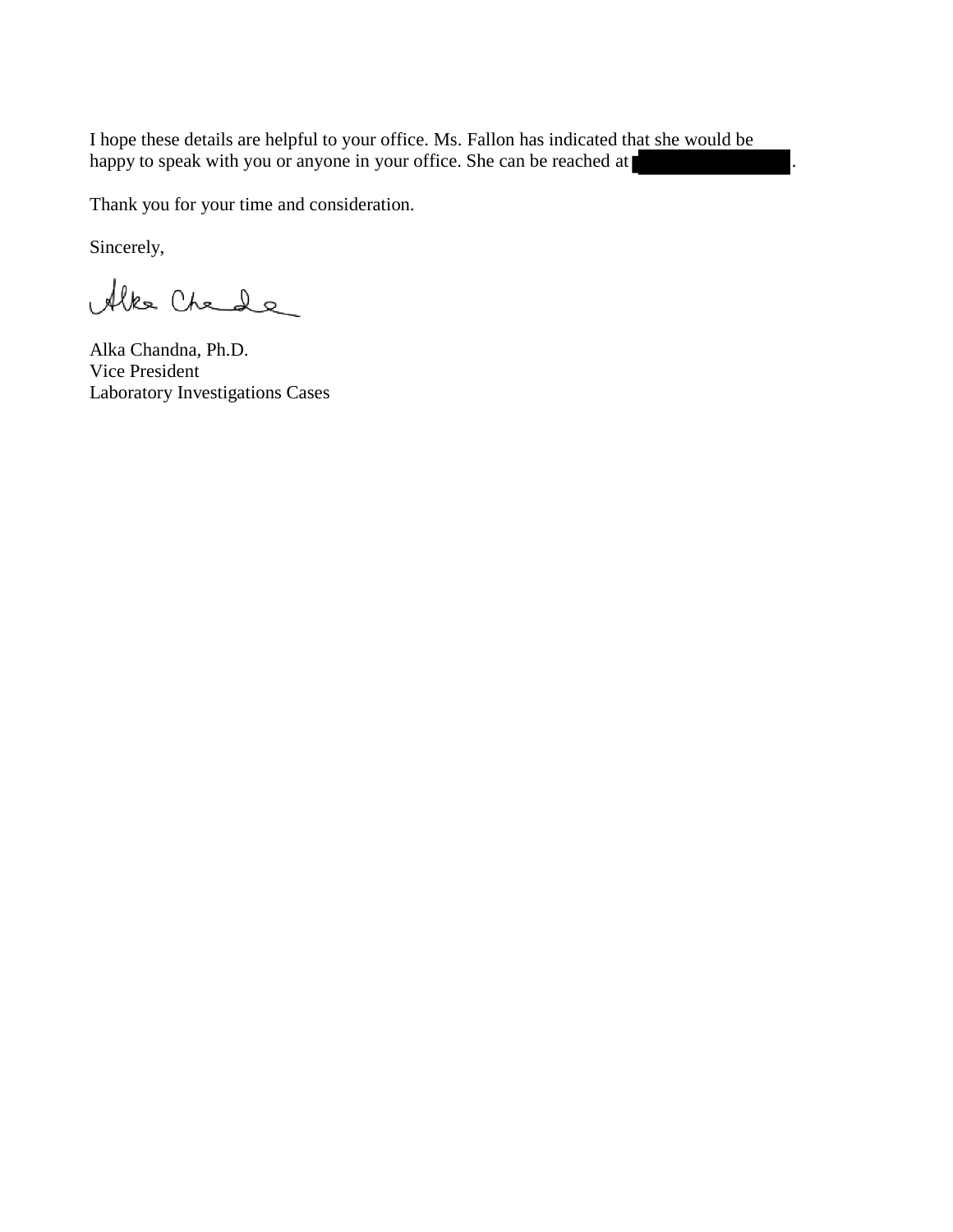I hope these details are helpful to your office. Ms. Fallon has indicated that she would be happy to speak with you or anyone in your office. She can be reached at [REDACTED].

Thank you for your time and consideration.

Sincerely,

Alka Chandna, Ph.D.
Vice President
Laboratory Investigations Cases